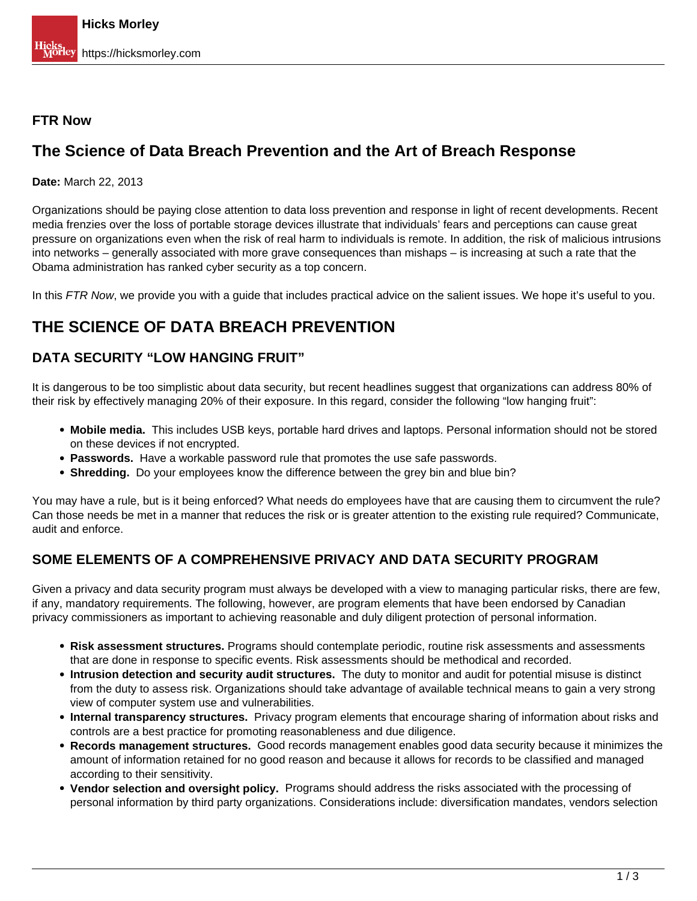**FTR Now**

# The Science of Data Breach Prevention and the Art of Breach Response

**Date:** March 22, 2013

Organizations should be paying close attention to data loss prevention and response in light of recent developments. Recent media frenzies over the loss of portable storage devices illustrate that individuals' fears and perceptions can cause great pressure on organizations even when the risk of real harm to individuals is remote. In addition, the risk of malicious intrusions into networks – generally associated with more grave consequences than mishaps – is increasing at such a rate that the Obama administration has ranked cyber security as a top concern.

In this *FTR Now*, we provide you with a guide that includes practical advice on the salient issues. We hope it's useful to you.

## THE SCIENCE OF DATA BREACH PREVENTION

### DATA SECURITY "LOW HANGING FRUIT"

It is dangerous to be too simplistic about data security, but recent headlines suggest that organizations can address 80% of their risk by effectively managing 20% of their exposure. In this regard, consider the following "low hanging fruit":

- **Mobile media.** This includes USB keys, portable hard drives and laptops. Personal information should not be stored on these devices if not encrypted.
- **Passwords.** Have a workable password rule that promotes the use safe passwords.
- **Shredding.** Do your employees know the difference between the grey bin and blue bin?

You may have a rule, but is it being enforced? What needs do employees have that are causing them to circumvent the rule? Can those needs be met in a manner that reduces the risk or is greater attention to the existing rule required? Communicate, audit and enforce.

### SOME ELEMENTS OF A COMPREHENSIVE PRIVACY AND DATA SECURITY PROGRAM

Given a privacy and data security program must always be developed with a view to managing particular risks, there are few, if any, mandatory requirements. The following, however, are program elements that have been endorsed by Canadian privacy commissioners as important to achieving reasonable and duly diligent protection of personal information.

- **Risk assessment structures.** Programs should contemplate periodic, routine risk assessments and assessments that are done in response to specific events. Risk assessments should be methodical and recorded.
- **Intrusion detection and security audit structures.** The duty to monitor and audit for potential misuse is distinct from the duty to assess risk. Organizations should take advantage of available technical means to gain a very strong view of computer system use and vulnerabilities.
- **Internal transparency structures.** Privacy program elements that encourage sharing of information about risks and controls are a best practice for promoting reasonableness and due diligence.
- **Records management structures.** Good records management enables good data security because it minimizes the amount of information retained for no good reason and because it allows for records to be classified and managed according to their sensitivity.
- **Vendor selection and oversight policy.** Programs should address the risks associated with the processing of personal information by third party organizations. Considerations include: diversification mandates, vendors selection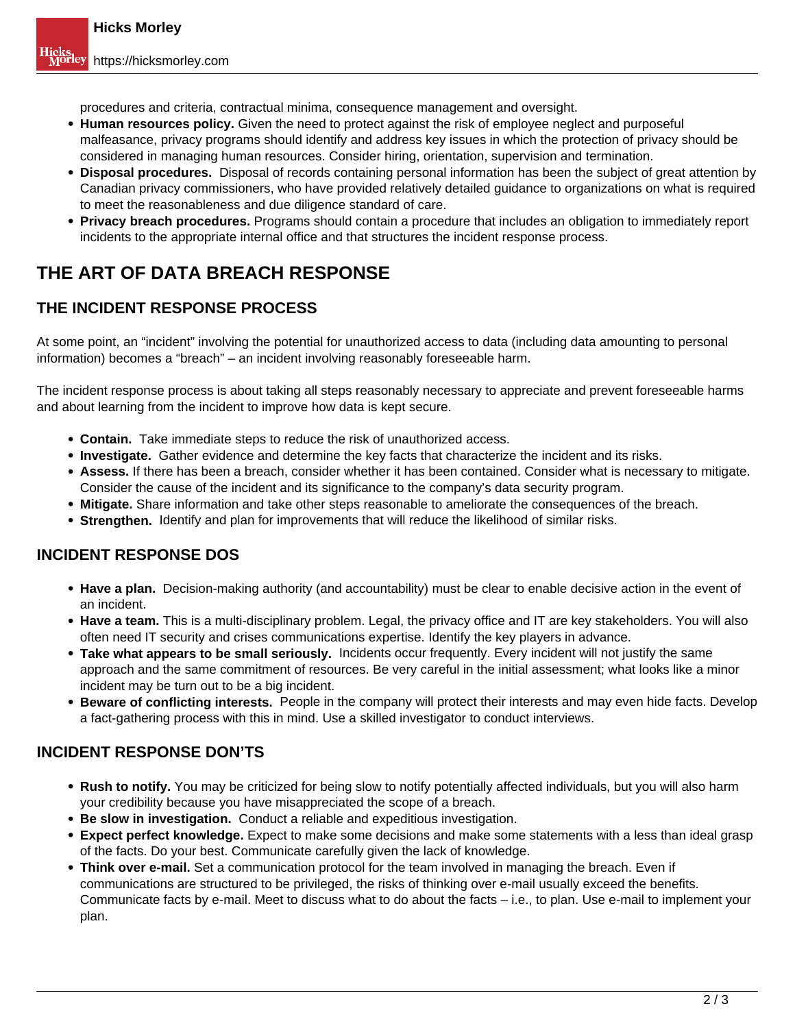procedures and criteria, contractual minima, consequence management and oversight.

- **Human resources policy.** Given the need to protect against the risk of employee neglect and purposeful malfeasance, privacy programs should identify and address key issues in which the protection of privacy should be considered in managing human resources. Consider hiring, orientation, supervision and termination.
- **Disposal procedures.** Disposal of records containing personal information has been the subject of great attention by Canadian privacy commissioners, who have provided relatively detailed guidance to organizations on what is required to meet the reasonableness and due diligence standard of care.
- **Privacy breach procedures.** Programs should contain a procedure that includes an obligation to immediately report incidents to the appropriate internal office and that structures the incident response process.

## THE ART OF DATA BREACH RESPONSE

### THE INCIDENT RESPONSE PROCESS

At some point, an "incident" involving the potential for unauthorized access to data (including data amounting to personal information) becomes a "breach" – an incident involving reasonably foreseeable harm.

The incident response process is about taking all steps reasonably necessary to appreciate and prevent foreseeable harms and about learning from the incident to improve how data is kept secure.

- **Contain.** Take immediate steps to reduce the risk of unauthorized access.
- **Investigate.** Gather evidence and determine the key facts that characterize the incident and its risks.
- **Assess.** If there has been a breach, consider whether it has been contained. Consider what is necessary to mitigate. Consider the cause of the incident and its significance to the company's data security program.
- **Mitigate.** Share information and take other steps reasonable to ameliorate the consequences of the breach.
- **Strengthen.** Identify and plan for improvements that will reduce the likelihood of similar risks.

### INCIDENT RESPONSE DOS

- **Have a plan.** Decision-making authority (and accountability) must be clear to enable decisive action in the event of an incident.
- **Have a team.** This is a multi-disciplinary problem. Legal, the privacy office and IT are key stakeholders. You will also often need IT security and crises communications expertise. Identify the key players in advance.
- **Take what appears to be small seriously.** Incidents occur frequently. Every incident will not justify the same approach and the same commitment of resources. Be very careful in the initial assessment; what looks like a minor incident may be turn out to be a big incident.
- **Beware of conflicting interests.** People in the company will protect their interests and may even hide facts. Develop a fact-gathering process with this in mind. Use a skilled investigator to conduct interviews.

### INCIDENT RESPONSE DON'TS

- **Rush to notify.** You may be criticized for being slow to notify potentially affected individuals, but you will also harm your credibility because you have misappreciated the scope of a breach.
- **Be slow in investigation.** Conduct a reliable and expeditious investigation.
- **Expect perfect knowledge.** Expect to make some decisions and make some statements with a less than ideal grasp of the facts. Do your best. Communicate carefully given the lack of knowledge.
- **Think over e-mail.** Set a communication protocol for the team involved in managing the breach. Even if communications are structured to be privileged, the risks of thinking over e-mail usually exceed the benefits. Communicate facts by e-mail. Meet to discuss what to do about the facts – i.e., to plan. Use e-mail to implement your plan.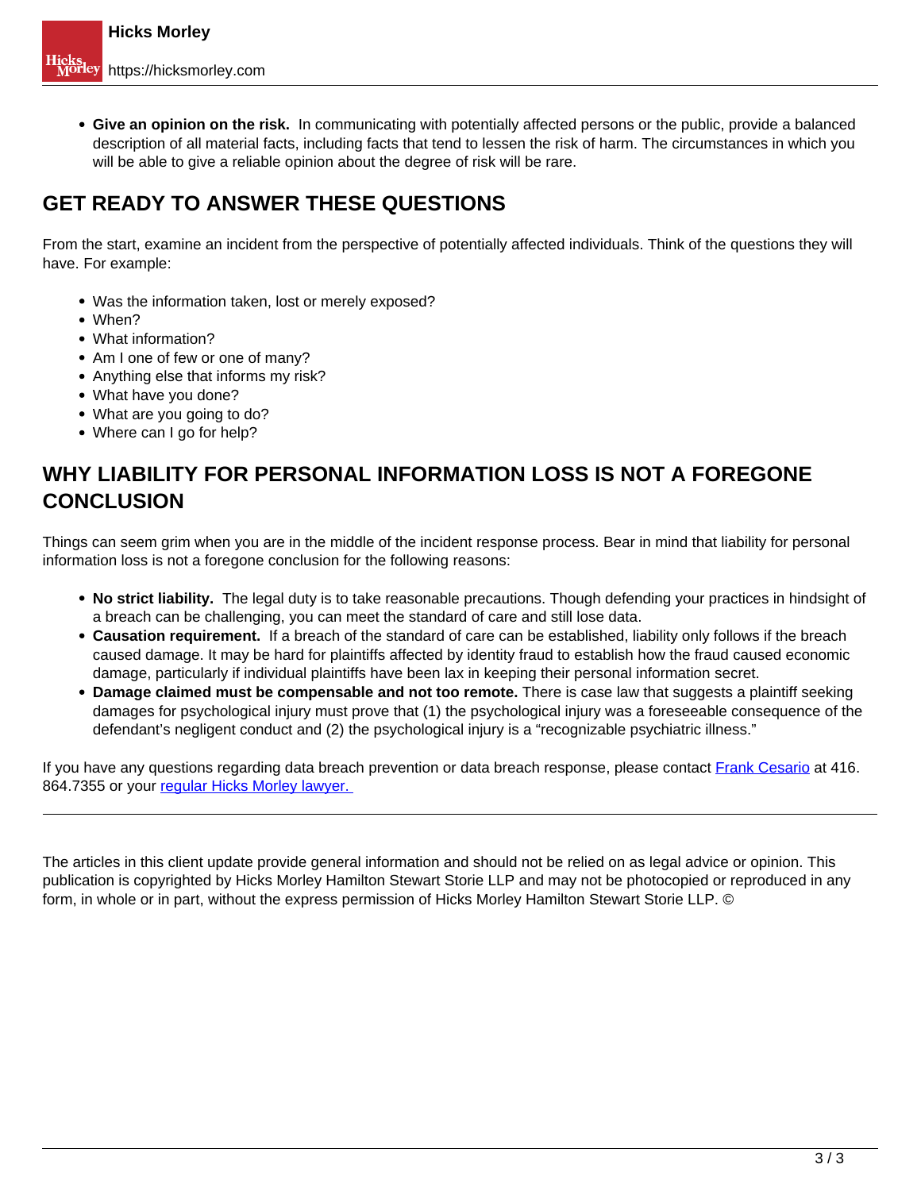- **Give an opinion on the risk.** In communicating with potentially affected persons or the public, provide a balanced description of all material facts, including facts that tend to lessen the risk of harm. The circumstances in which you will be able to give a reliable opinion about the degree of risk will be rare.

## GET READY TO ANSWER THESE QUESTIONS

From the start, examine an incident from the perspective of potentially affected individuals. Think of the questions they will have. For example:

- Was the information taken, lost or merely exposed?
- When?
- What information?
- Am I one of few or one of many?
- Anything else that informs my risk?
- What have you done?
- What are you going to do?
- Where can I go for help?

## WHY LIABILITY FOR PERSONAL INFORMATION LOSS IS NOT A FOREGONE CONCLUSION

Things can seem grim when you are in the middle of the incident response process. Bear in mind that liability for personal information loss is not a foregone conclusion for the following reasons:

- **No strict liability.** The legal duty is to take reasonable precautions. Though defending your practices in hindsight of a breach can be challenging, you can meet the standard of care and still lose data.
- **Causation requirement.** If a breach of the standard of care can be established, liability only follows if the breach caused damage. It may be hard for plaintiffs affected by identity fraud to establish how the fraud caused economic damage, particularly if individual plaintiffs have been lax in keeping their personal information secret.
- **Damage claimed must be compensable and not too remote.** There is case law that suggests a plaintiff seeking damages for psychological injury must prove that (1) the psychological injury was a foreseeable consequence of the defendant's negligent conduct and (2) the psychological injury is a "recognizable psychiatric illness."

If you have any questions regarding data breach prevention or data breach response, please contact [Frank Cesario](#) at 416.864.7355 or your [regular Hicks Morley lawyer.](#)

---

The articles in this client update provide general information and should not be relied on as legal advice or opinion. This publication is copyrighted by Hicks Morley Hamilton Stewart Storie LLP and may not be photocopied or reproduced in any form, in whole or in part, without the express permission of Hicks Morley Hamilton Stewart Storie LLP. ©